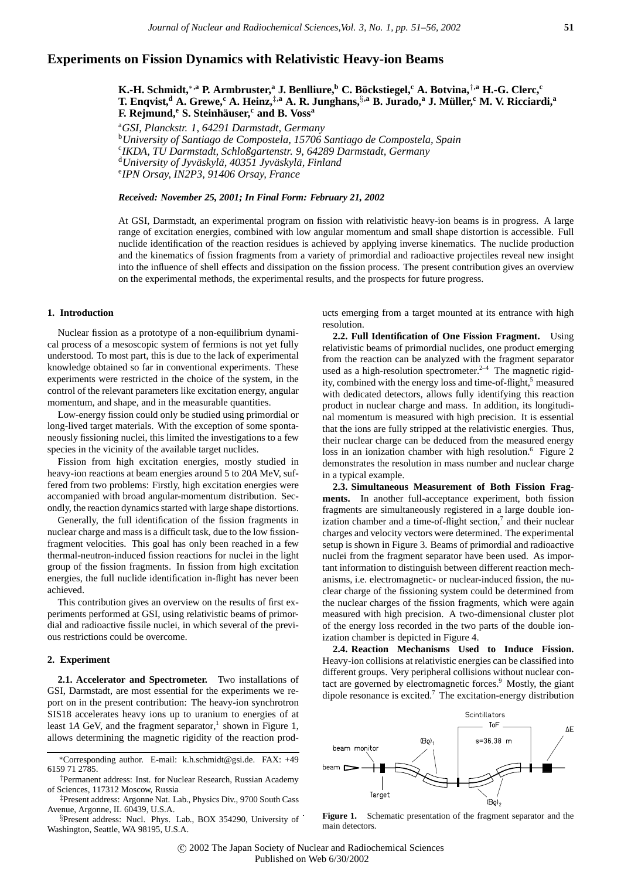# Experiments on Fission Dynamics with Relativistic Heavy-ion Beams

**K.-H. Schmidt,*[,a] P. Armbruster,[a] J. Benlliure,[b] C. Böckstiegel,[c] A. Botvina,[†,a] H.-G. Clerc,[c] T. Enqvist,[d] A. Grewe,[c] A. Heinz,[‡,a] A. R. Junghans,[§,a] B. Jurado,[a] J. Müller,[c] M. V. Ricciardi,[a] F. Rejmund,[e] S. Steinhäuser,[c] and B. Voss[a]**

[a] *GSI, Planckstr. 1, 64291 Darmstadt, Germany*
[b] *University of Santiago de Compostela, 15706 Santiago de Compostela, Spain*
[c] *IKDA, TU Darmstadt, Schloßgartenstr. 9, 64289 Darmstadt, Germany*
[d] *University of Jyväskylä, 40351 Jyväskylä, Finland*
[e] *IPN Orsay, IN2P3, 91406 Orsay, France*

***Received: November 25, 2001; In Final Form: February 21, 2002***

At GSI, Darmstadt, an experimental program on fission with relativistic heavy-ion beams is in progress. A large range of excitation energies, combined with low angular momentum and small shape distortion is accessible. Full nuclide identification of the reaction residues is achieved by applying inverse kinematics. The nuclide production and the kinematics of fission fragments from a variety of primordial and radioactive projectiles reveal new insight into the influence of shell effects and dissipation on the fission process. The present contribution gives an overview on the experimental methods, the experimental results, and the prospects for future progress.

## 1. Introduction

Nuclear fission as a prototype of a non-equilibrium dynamical process of a mesoscopic system of fermions is not yet fully understood. To most part, this is due to the lack of experimental knowledge obtained so far in conventional experiments. These experiments were restricted in the choice of the system, in the control of the relevant parameters like excitation energy, angular momentum, and shape, and in the measurable quantities.

Low-energy fission could only be studied using primordial or long-lived target materials. With the exception of some spontaneously fissioning nuclei, this limited the investigations to a few species in the vicinity of the available target nuclides.

Fission from high excitation energies, mostly studied in heavy-ion reactions at beam energies around 5 to 20*A* MeV, suffered from two problems: Firstly, high excitation energies were accompanied with broad angular-momentum distribution. Secondly, the reaction dynamics started with large shape distortions.

Generally, the full identification of the fission fragments in nuclear charge and mass is a difficult task, due to the low fission-fragment velocities. This goal has only been reached in a few thermal-neutron-induced fission reactions for nuclei in the light group of the fission fragments. In fission from high excitation energies, the full nuclide identification in-flight has never been achieved.

This contribution gives an overview on the results of first experiments performed at GSI, using relativistic beams of primordial and radioactive fissile nuclei, in which several of the previous restrictions could be overcome.

## 2. Experiment

**2.1. Accelerator and Spectrometer.** Two installations of GSI, Darmstadt, are most essential for the experiments we report on in the present contribution: The heavy-ion synchrotron SIS18 accelerates heavy ions up to uranium to energies of at least 1*A* GeV, and the fragment separator,[1] shown in Figure 1, allows determining the magnetic rigidity of the reaction products emerging from a target mounted at its entrance with high resolution.

**2.2. Full Identification of One Fission Fragment.** Using relativistic beams of primordial nuclides, one product emerging from the reaction can be analyzed with the fragment separator used as a high-resolution spectrometer.[2–4] The magnetic rigidity, combined with the energy loss and time-of-flight,[5] measured with dedicated detectors, allows fully identifying this reaction product in nuclear charge and mass. In addition, its longitudinal momentum is measured with high precision. It is essential that the ions are fully stripped at the relativistic energies. Thus, their nuclear charge can be deduced from the measured energy loss in an ionization chamber with high resolution.[6] Figure 2 demonstrates the resolution in mass number and nuclear charge in a typical example.

**2.3. Simultaneous Measurement of Both Fission Fragments.** In another full-acceptance experiment, both fission fragments are simultaneously registered in a large double ionization chamber and a time-of-flight section,[7] and their nuclear charges and velocity vectors were determined. The experimental setup is shown in Figure 3. Beams of primordial and radioactive nuclei from the fragment separator have been used. As important information to distinguish between different reaction mechanisms, i.e. electromagnetic- or nuclear-induced fission, the nuclear charge of the fissioning system could be determined from the nuclear charges of the fission fragments, which were again measured with high precision. A two-dimensional cluster plot of the energy loss recorded in the two parts of the double ionization chamber is depicted in Figure 4.

**2.4. Reaction Mechanisms Used to Induce Fission.** Heavy-ion collisions at relativistic energies can be classified into different groups. Very peripheral collisions without nuclear contact are governed by electromagnetic forces.[9] Mostly, the giant dipole resonance is excited.[7] The excitation-energy distribution

**Figure 1.** Schematic presentation of the fragment separator and the main detectors.

*Corresponding author. E-mail: k.h.schmidt@gsi.de. FAX: +49 6159 71 2785.

†Permanent address: Inst. for Nuclear Research, Russian Academy of Sciences, 117312 Moscow, Russia

‡Present address: Argonne Nat. Lab., Physics Div., 9700 South Cass Avenue, Argonne, IL 60439, U.S.A.

§Present address: Nucl. Phys. Lab., BOX 354290, University of Washington, Seattle, WA 98195, U.S.A.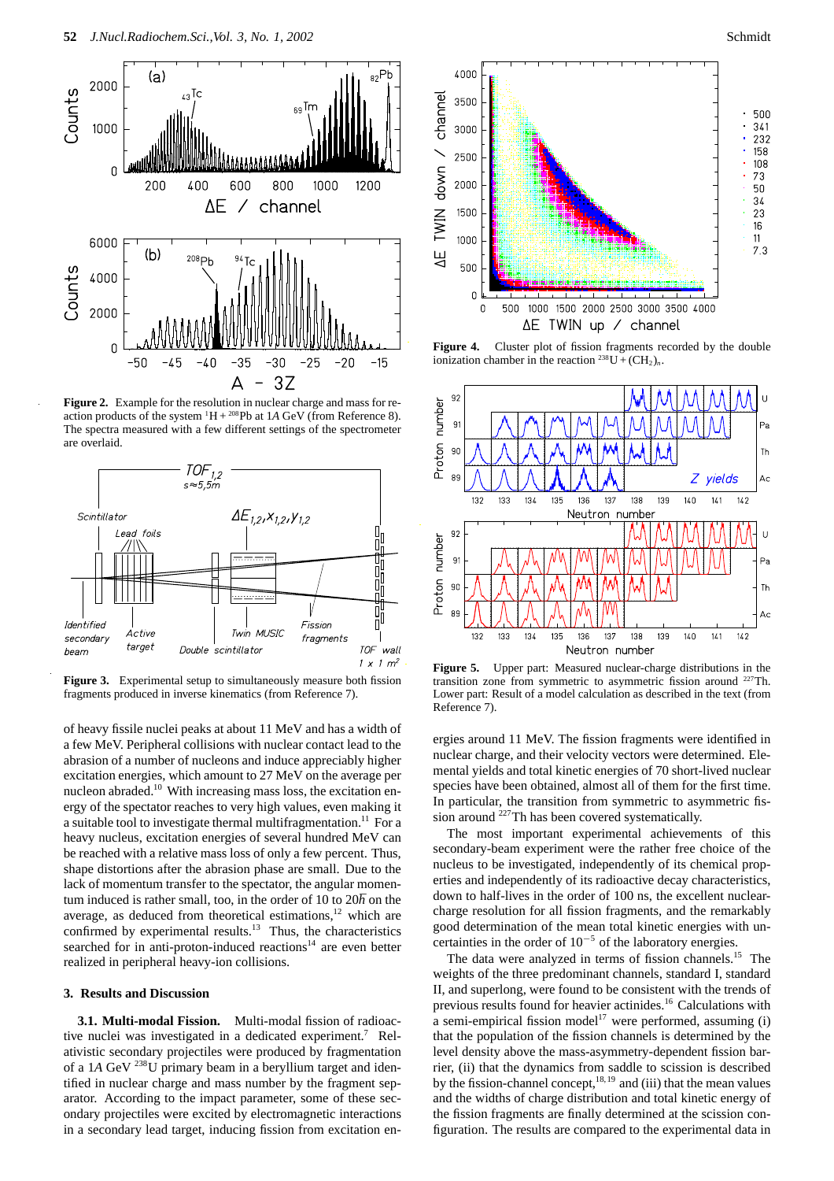Figure 2. Example for the resolution in nuclear charge and mass for reaction products of the system $^{1}H + ^{208}Pb$ at 1*A* GeV (from Reference 8). The spectra measured with a few different settings of the spectrometer are overlaid.

Figure 3. Experimental setup to simultaneously measure both fission fragments produced in inverse kinematics (from Reference 7).

of heavy fissile nuclei peaks at about 11 MeV and has a width of a few MeV. Peripheral collisions with nuclear contact lead to the abrasion of a number of nucleons and induce appreciably higher excitation energies, which amount to 27 MeV on the average per nucleon abraded.[10] With increasing mass loss, the excitation energy of the spectator reaches to very high values, even making it a suitable tool to investigate thermal multifragmentation.[11] For a heavy nucleus, excitation energies of several hundred MeV can be reached with a relative mass loss of only a few percent. Thus, shape distortions after the abrasion phase are small. Due to the lack of momentum transfer to the spectator, the angular momentum induced is rather small, too, in the order of 10 to 20$\hbar$ on the average, as deduced from theoretical estimations,[12] which are confirmed by experimental results.[13] Thus, the characteristics searched for in anti-proton-induced reactions[14] are even better realized in peripheral heavy-ion collisions.

## 3. Results and Discussion

**3.1. Multi-modal Fission.** Multi-modal fission of radioactive nuclei was investigated in a dedicated experiment.[7] Relativistic secondary projectiles were produced by fragmentation of a 1*A* GeV $^{238}U$ primary beam in a beryllium target and identified in nuclear charge and mass number by the fragment separator. According to the impact parameter, some of these secondary projectiles were excited by electromagnetic interactions in a secondary lead target, inducing fission from excitation energies around 11 MeV. The fission fragments were identified in nuclear charge, and their velocity vectors were determined. Elemental yields and total kinetic energies of 70 short-lived nuclear species have been obtained, almost all of them for the first time. In particular, the transition from symmetric to asymmetric fission around $^{227}Th$ has been covered systematically.

Figure 4. Cluster plot of fission fragments recorded by the double ionization chamber in the reaction $^{238}U + (CH_2)_n$.

Figure 5. Upper part: Measured nuclear-charge distributions in the transition zone from symmetric to asymmetric fission around $^{227}Th$. Lower part: Result of a model calculation as described in the text (from Reference 7).

The most important experimental achievements of this secondary-beam experiment were the rather free choice of the nucleus to be investigated, independently of its chemical properties and independently of its radioactive decay characteristics, down to half-lives in the order of 100 ns, the excellent nuclear-charge resolution for all fission fragments, and the remarkably good determination of the mean total kinetic energies with uncertainties in the order of $10^{-5}$ of the laboratory energies.

The data were analyzed in terms of fission channels.[15] The weights of the three predominant channels, standard I, standard II, and superlong, were found to be consistent with the trends of previous results found for heavier actinides.[16] Calculations with a semi-empirical fission model[17] were performed, assuming (i) that the population of the fission channels is determined by the level density above the mass-asymmetry-dependent fission barrier, (ii) that the dynamics from saddle to scission is described by the fission-channel concept,[18,19] and (iii) that the mean values and the widths of charge distribution and total kinetic energy of the fission fragments are finally determined at the scission configuration. The results are compared to the experimental data in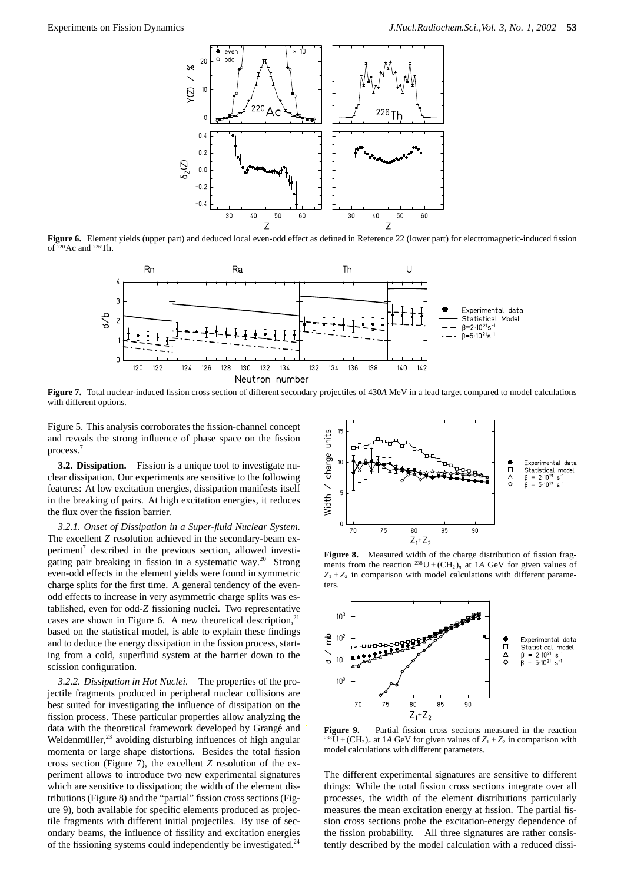**Figure 6.** Element yields (upper part) and deduced local even-odd effect as defined in Reference 22 (lower part) for electromagnetic-induced fission of $^{220}$Ac and $^{226}$Th.

**Figure 7.** Total nuclear-induced fission cross section of different secondary projectiles of 430*A* MeV in a lead target compared to model calculations with different options.

Figure 5. This analysis corroborates the fission-channel concept and reveals the strong influence of phase space on the fission process.[7]

**3.2. Dissipation.** Fission is a unique tool to investigate nuclear dissipation. Our experiments are sensitive to the following features: At low excitation energies, dissipation manifests itself in the breaking of pairs. At high excitation energies, it reduces the flux over the fission barrier.

*3.2.1. Onset of Dissipation in a Super-fluid Nuclear System.* The excellent *Z* resolution achieved in the secondary-beam experiment[7] described in the previous section, allowed investigating pair breaking in fission in a systematic way.[20] Strong even-odd effects in the element yields were found in symmetric charge splits for the first time. A general tendency of the even-odd effects to increase in very asymmetric charge splits was established, even for odd-*Z* fissioning nuclei. Two representative cases are shown in Figure 6. A new theoretical description,[21] based on the statistical model, is able to explain these findings and to deduce the energy dissipation in the fission process, starting from a cold, superfluid system at the barrier down to the scission configuration.

*3.2.2. Dissipation in Hot Nuclei.* The properties of the projectile fragments produced in peripheral nuclear collisions are best suited for investigating the influence of dissipation on the fission process. These particular properties allow analyzing the data with the theoretical framework developed by Grangé and Weidenmüller,[23] avoiding disturbing influences of high angular momenta or large shape distortions. Besides the total fission cross section (Figure 7), the excellent *Z* resolution of the experiment allows to introduce two new experimental signatures which are sensitive to dissipation; the width of the element distributions (Figure 8) and the "partial" fission cross sections (Figure 9), both available for specific elements produced as projectile fragments with different initial projectiles. By use of secondary beams, the influence of fissility and excitation energies of the fissioning systems could independently be investigated.[24]

**Figure 8.** Measured width of the charge distribution of fission fragments from the reaction $^{238}U + (CH_2)_n$ at 1*A* GeV for given values of $Z_1 + Z_2$ in comparison with model calculations with different parameters.

**Figure 9.** Partial fission cross sections measured in the reaction $^{238}U + (CH_2)_n$ at 1*A* GeV for given values of $Z_1 + Z_2$ in comparison with model calculations with different parameters.

The different experimental signatures are sensitive to different things: While the total fission cross sections integrate over all processes, the width of the element distributions particularly measures the mean excitation energy at fission. The partial fission cross sections probe the excitation-energy dependence of the fission probability. All three signatures are rather consistently described by the model calculation with a reduced dissi-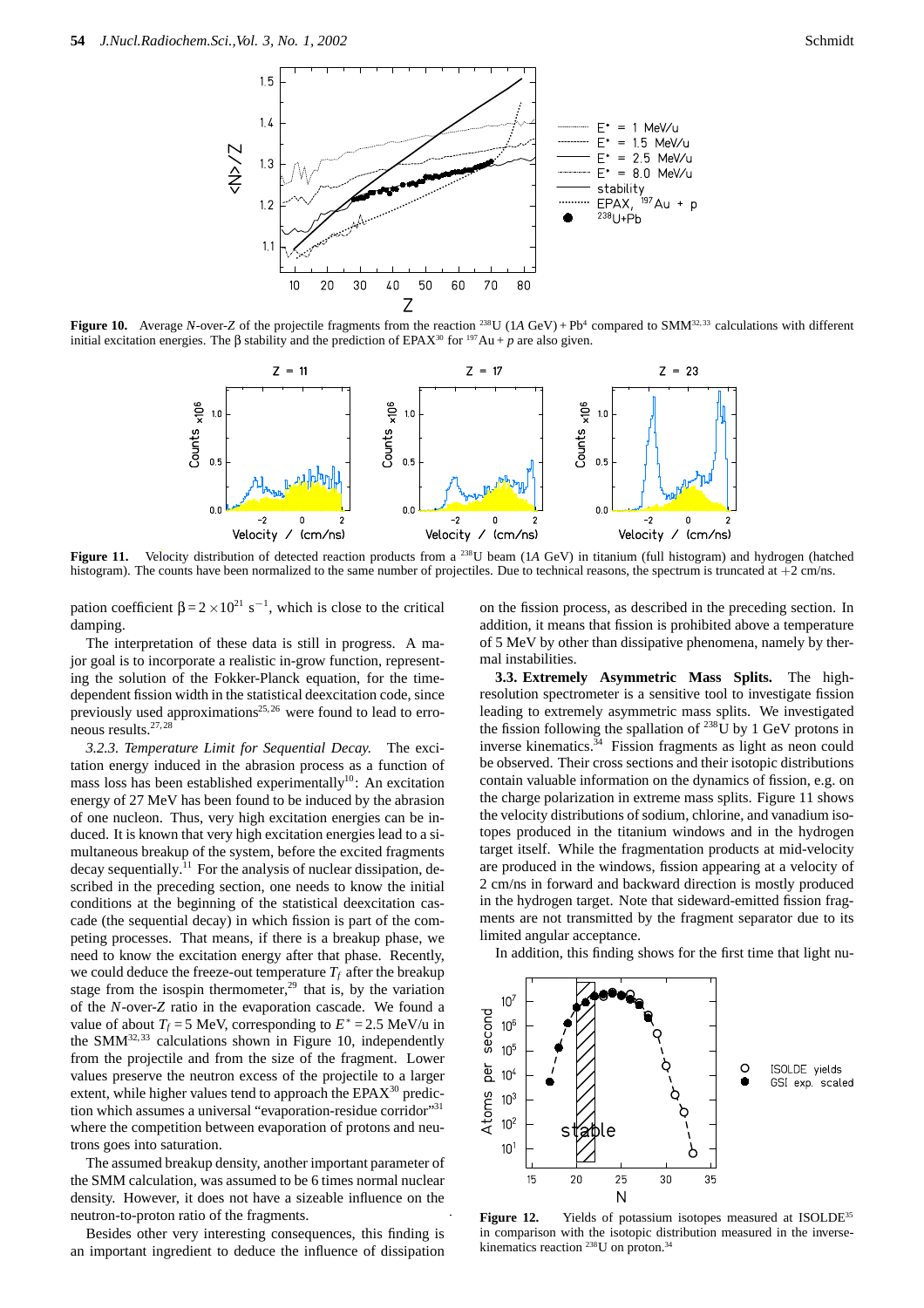**Figure 10.** Average *N*-over-*Z* of the projectile fragments from the reaction $^{238}$U (1*A* GeV) + Pb[4] compared to SMM[32,33] calculations with different initial excitation energies. The β stability and the prediction of EPAX[30] for $^{197}$Au + *p* are also given.

**Figure 11.** Velocity distribution of detected reaction products from a $^{238}$U beam (1A GeV) in titanium (full histogram) and hydrogen (hatched histogram). The counts have been normalized to the same number of projectiles. Due to technical reasons, the spectrum is truncated at +2 cm/ns.

pation coefficient $\beta = 2 \times 10^{21}$ s$^{-1}$, which is close to the critical damping.

The interpretation of these data is still in progress. A major goal is to incorporate a realistic in-grow function, representing the solution of the Fokker-Planck equation, for the time-dependent fission width in the statistical deexcitation code, since previously used approximations[25,26] were found to lead to erroneous results.[27,28]

*3.2.3. Temperature Limit for Sequential Decay.* The excitation energy induced in the abrasion process as a function of mass loss has been established experimentally[10]: An excitation energy of 27 MeV has been found to be induced by the abrasion of one nucleon. Thus, very high excitation energies can be induced. It is known that very high excitation energies lead to a simultaneous breakup of the system, before the excited fragments decay sequentially.[11] For the analysis of nuclear dissipation, described in the preceding section, one needs to know the initial conditions at the beginning of the statistical deexcitation cascade (the sequential decay) in which fission is part of the competing processes. That means, if there is a breakup phase, we need to know the excitation energy after that phase. Recently, we could deduce the freeze-out temperature $T_f$ after the breakup stage from the isospin thermometer,[29] that is, by the variation of the *N*-over-*Z* ratio in the evaporation cascade. We found a value of about $T_f = 5$ MeV, corresponding to $E^* = 2.5$ MeV/u in the SMM[32,33] calculations shown in Figure 10, independently from the projectile and from the size of the fragment. Lower values preserve the neutron excess of the projectile to a larger extent, while higher values tend to approach the EPAX[30] prediction which assumes a universal "evaporation-residue corridor"[31] where the competition between evaporation of protons and neutrons goes into saturation.

The assumed breakup density, another important parameter of the SMM calculation, was assumed to be 6 times normal nuclear density. However, it does not have a sizeable influence on the neutron-to-proton ratio of the fragments.

Besides other very interesting consequences, this finding is an important ingredient to deduce the influence of dissipation on the fission process, as described in the preceding section. In addition, it means that fission is prohibited above a temperature of 5 MeV by other than dissipative phenomena, namely by thermal instabilities.

**3.3. Extremely Asymmetric Mass Splits.** The high-resolution spectrometer is a sensitive tool to investigate fission leading to extremely asymmetric mass splits. We investigated the fission following the spallation of $^{238}$U by 1 GeV protons in inverse kinematics.[34] Fission fragments as light as neon could be observed. Their cross sections and their isotopic distributions contain valuable information on the dynamics of fission, e.g. on the charge polarization in extreme mass splits. Figure 11 shows the velocity distributions of sodium, chlorine, and vanadium isotopes produced in the titanium windows and in the hydrogen target itself. While the fragmentation products at mid-velocity are produced in the windows, fission appearing at a velocity of 2 cm/ns in forward and backward direction is mostly produced in the hydrogen target. Note that sideward-emitted fission fragments are not transmitted by the fragment separator due to its limited angular acceptance.

In addition, this finding shows for the first time that light nu-

**Figure 12.** Yields of potassium isotopes measured at ISOLDE[35] in comparison with the isotopic distribution measured in the inverse-kinematics reaction $^{238}$U on proton.[34]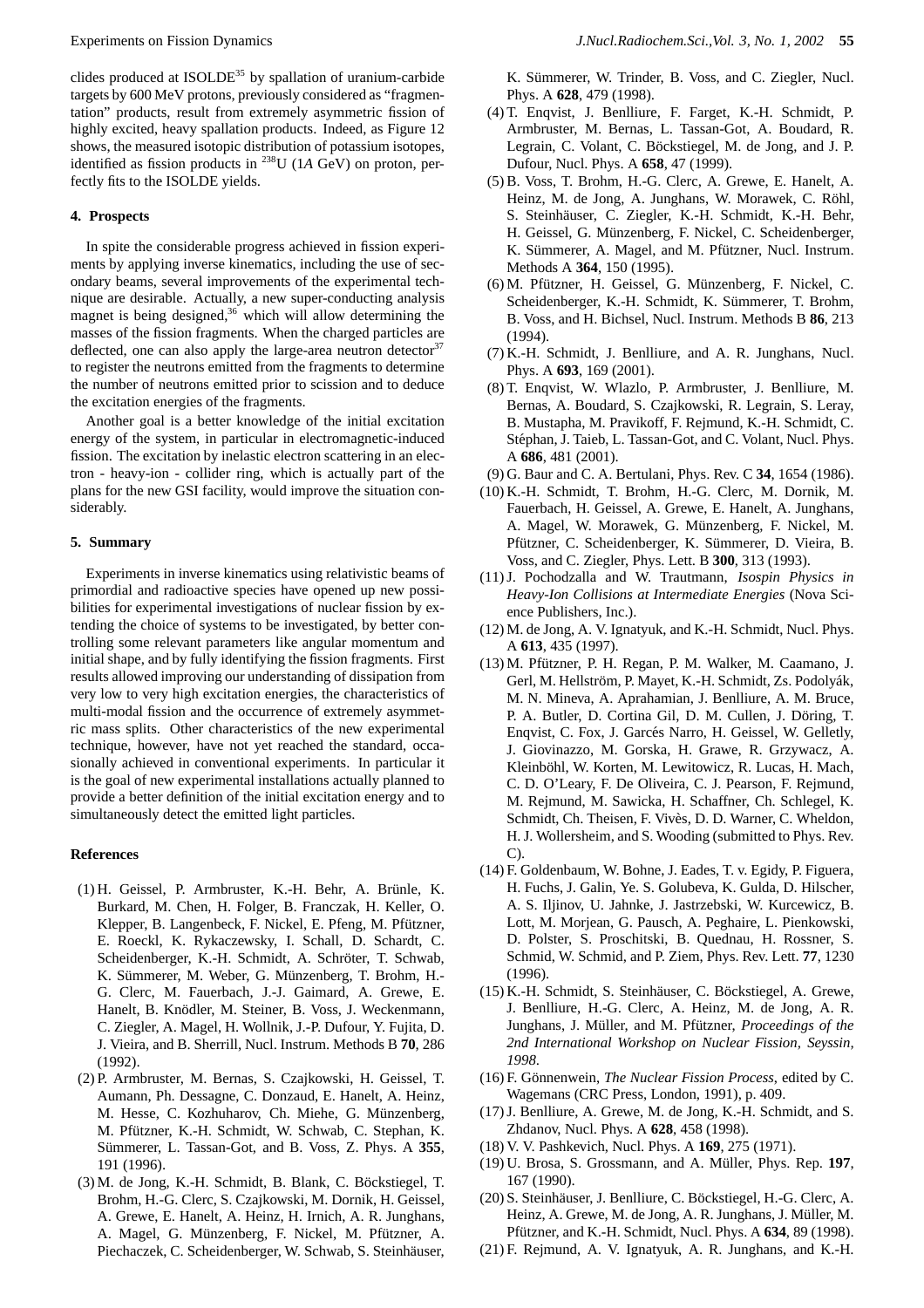clides produced at ISOLDE[35] by spallation of uranium-carbide targets by 600 MeV protons, previously considered as "fragmentation" products, result from extremely asymmetric fission of highly excited, heavy spallation products. Indeed, as Figure 12 shows, the measured isotopic distribution of potassium isotopes, identified as fission products in $^{238}$U (1*A* GeV) on proton, perfectly fits to the ISOLDE yields.

## 4. Prospects

In spite the considerable progress achieved in fission experiments by applying inverse kinematics, including the use of secondary beams, several improvements of the experimental technique are desirable. Actually, a new super-conducting analysis magnet is being designed,[36] which will allow determining the masses of the fission fragments. When the charged particles are deflected, one can also apply the large-area neutron detector[37] to register the neutrons emitted from the fragments to determine the number of neutrons emitted prior to scission and to deduce the excitation energies of the fragments.

Another goal is a better knowledge of the initial excitation energy of the system, in particular in electromagnetic-induced fission. The excitation by inelastic electron scattering in an electron - heavy-ion - collider ring, which is actually part of the plans for the new GSI facility, would improve the situation considerably.

## 5. Summary

Experiments in inverse kinematics using relativistic beams of primordial and radioactive species have opened up new possibilities for experimental investigations of nuclear fission by extending the choice of systems to be investigated, by better controlling some relevant parameters like angular momentum and initial shape, and by fully identifying the fission fragments. First results allowed improving our understanding of dissipation from very low to very high excitation energies, the characteristics of multi-modal fission and the occurrence of extremely asymmetric mass splits. Other characteristics of the new experimental technique, however, have not yet reached the standard, occasionally achieved in conventional experiments. In particular it is the goal of new experimental installations actually planned to provide a better definition of the initial excitation energy and to simultaneously detect the emitted light particles.

## References

(1) H. Geissel, P. Armbruster, K.-H. Behr, A. Brünle, K. Burkard, M. Chen, H. Folger, B. Franczak, H. Keller, O. Klepper, B. Langenbeck, F. Nickel, E. Pfeng, M. Pfützner, E. Roeckl, K. Rykaczewsky, I. Schall, D. Schardt, C. Scheidenberger, K.-H. Schmidt, A. Schröter, T. Schwab, K. Sümmerer, M. Weber, G. Münzenberg, T. Brohm, H.-G. Clerc, M. Fauerbach, J.-J. Gaimard, A. Grewe, E. Hanelt, B. Knödler, M. Steiner, B. Voss, J. Weckenmann, C. Ziegler, A. Magel, H. Wollnik, J.-P. Dufour, Y. Fujita, D. J. Vieira, and B. Sherrill, Nucl. Instrum. Methods B **70**, 286 (1992).

(2) P. Armbruster, M. Bernas, S. Czajkowski, H. Geissel, T. Aumann, Ph. Dessagne, C. Donzaud, E. Hanelt, A. Heinz, M. Hesse, C. Kozhuharov, Ch. Miehe, G. Münzenberg, M. Pfützner, K.-H. Schmidt, W. Schwab, C. Stephan, K. Sümmerer, L. Tassan-Got, and B. Voss, Z. Phys. A **355**, 191 (1996).

(3) M. de Jong, K.-H. Schmidt, B. Blank, C. Böckstiegel, T. Brohm, H.-G. Clerc, S. Czajkowski, M. Dornik, H. Geissel, A. Grewe, E. Hanelt, A. Heinz, H. Irnich, A. R. Junghans, A. Magel, G. Münzenberg, F. Nickel, M. Pfützner, A. Piechaczek, C. Scheidenberger, W. Schwab, S. Steinhäuser, K. Sümmerer, W. Trinder, B. Voss, and C. Ziegler, Nucl. Phys. A **628**, 479 (1998).

(4) T. Enqvist, J. Benlliure, F. Farget, K.-H. Schmidt, P. Armbruster, M. Bernas, L. Tassan-Got, A. Boudard, R. Legrain, C. Volant, C. Böckstiegel, M. de Jong, and J. P. Dufour, Nucl. Phys. A **658**, 47 (1999).

(5) B. Voss, T. Brohm, H.-G. Clerc, A. Grewe, E. Hanelt, A. Heinz, M. de Jong, A. Junghans, W. Morawek, C. Röhl, S. Steinhäuser, C. Ziegler, K.-H. Schmidt, K.-H. Behr, H. Geissel, G. Münzenberg, F. Nickel, C. Scheidenberger, K. Sümmerer, A. Magel, and M. Pfützner, Nucl. Instrum. Methods A **364**, 150 (1995).

(6) M. Pfützner, H. Geissel, G. Münzenberg, F. Nickel, C. Scheidenberger, K.-H. Schmidt, K. Sümmerer, T. Brohm, B. Voss, and H. Bichsel, Nucl. Instrum. Methods B **86**, 213 (1994).

(7) K.-H. Schmidt, J. Benlliure, and A. R. Junghans, Nucl. Phys. A **693**, 169 (2001).

(8) T. Enqvist, W. Wlazlo, P. Armbruster, J. Benlliure, M. Bernas, A. Boudard, S. Czajkowski, R. Legrain, S. Leray, B. Mustapha, M. Pravikoff, F. Rejmund, K.-H. Schmidt, C. Stéphan, J. Taieb, L. Tassan-Got, and C. Volant, Nucl. Phys. A **686**, 481 (2001).

(9) G. Baur and C. A. Bertulani, Phys. Rev. C **34**, 1654 (1986).

(10) K.-H. Schmidt, T. Brohm, H.-G. Clerc, M. Dornik, M. Fauerbach, H. Geissel, A. Grewe, E. Hanelt, A. Junghans, A. Magel, W. Morawek, G. Münzenberg, F. Nickel, M. Pfützner, C. Scheidenberger, K. Sümmerer, D. Vieira, B. Voss, and C. Ziegler, Phys. Lett. B **300**, 313 (1993).

(11) J. Pochodzalla and W. Trautmann, *Isospin Physics in Heavy-Ion Collisions at Intermediate Energies* (Nova Science Publishers, Inc.).

(12) M. de Jong, A. V. Ignatyuk, and K.-H. Schmidt, Nucl. Phys. A **613**, 435 (1997).

(13) M. Pfützner, P. H. Regan, P. M. Walker, M. Caamano, J. Gerl, M. Hellström, P. Mayet, K.-H. Schmidt, Zs. Podolyák, M. N. Mineva, A. Aprahamian, J. Benlliure, A. M. Bruce, P. A. Butler, D. Cortina Gil, D. M. Cullen, J. Döring, T. Enqvist, C. Fox, J. Garcés Narro, H. Geissel, W. Gelletly, J. Giovinazzo, M. Gorska, H. Grawe, R. Grzywacz, A. Kleinböhl, W. Korten, M. Lewitowicz, R. Lucas, H. Mach, C. D. O'Leary, F. De Oliveira, C. J. Pearson, F. Rejmund, M. Rejmund, M. Sawicka, H. Schaffner, Ch. Schlegel, K. Schmidt, Ch. Theisen, F. Vivès, D. D. Warner, C. Wheldon, H. J. Wollersheim, and S. Wooding (submitted to Phys. Rev. C).

(14) F. Goldenbaum, W. Bohne, J. Eades, T. v. Egidy, P. Figuera, H. Fuchs, J. Galin, Ye. S. Golubeva, K. Gulda, D. Hilscher, A. S. Iljinov, U. Jahnke, J. Jastrzebski, W. Kurcewicz, B. Lott, M. Morjean, G. Pausch, A. Peghaire, L. Pienkowski, D. Polster, S. Proschitski, B. Quednau, H. Rossner, S. Schmid, W. Schmid, and P. Ziem, Phys. Rev. Lett. **77**, 1230 (1996).

(15) K.-H. Schmidt, S. Steinhäuser, C. Böckstiegel, A. Grewe, J. Benlliure, H.-G. Clerc, A. Heinz, M. de Jong, A. R. Junghans, J. Müller, and M. Pfützner, *Proceedings of the 2nd International Workshop on Nuclear Fission, Seyssin, 1998*.

(16) F. Gönnenwein, *The Nuclear Fission Process*, edited by C. Wagemans (CRC Press, London, 1991), p. 409.

(17) J. Benlliure, A. Grewe, M. de Jong, K.-H. Schmidt, and S. Zhdanov, Nucl. Phys. A **628**, 458 (1998).

(18) V. V. Pashkevich, Nucl. Phys. A **169**, 275 (1971).

(19) U. Brosa, S. Grossmann, and A. Müller, Phys. Rep. **197**, 167 (1990).

(20) S. Steinhäuser, J. Benlliure, C. Böckstiegel, H.-G. Clerc, A. Heinz, A. Grewe, M. de Jong, A. R. Junghans, J. Müller, M. Pfützner, and K.-H. Schmidt, Nucl. Phys. A **634**, 89 (1998).

(21) F. Rejmund, A. V. Ignatyuk, A. R. Junghans, and K.-H.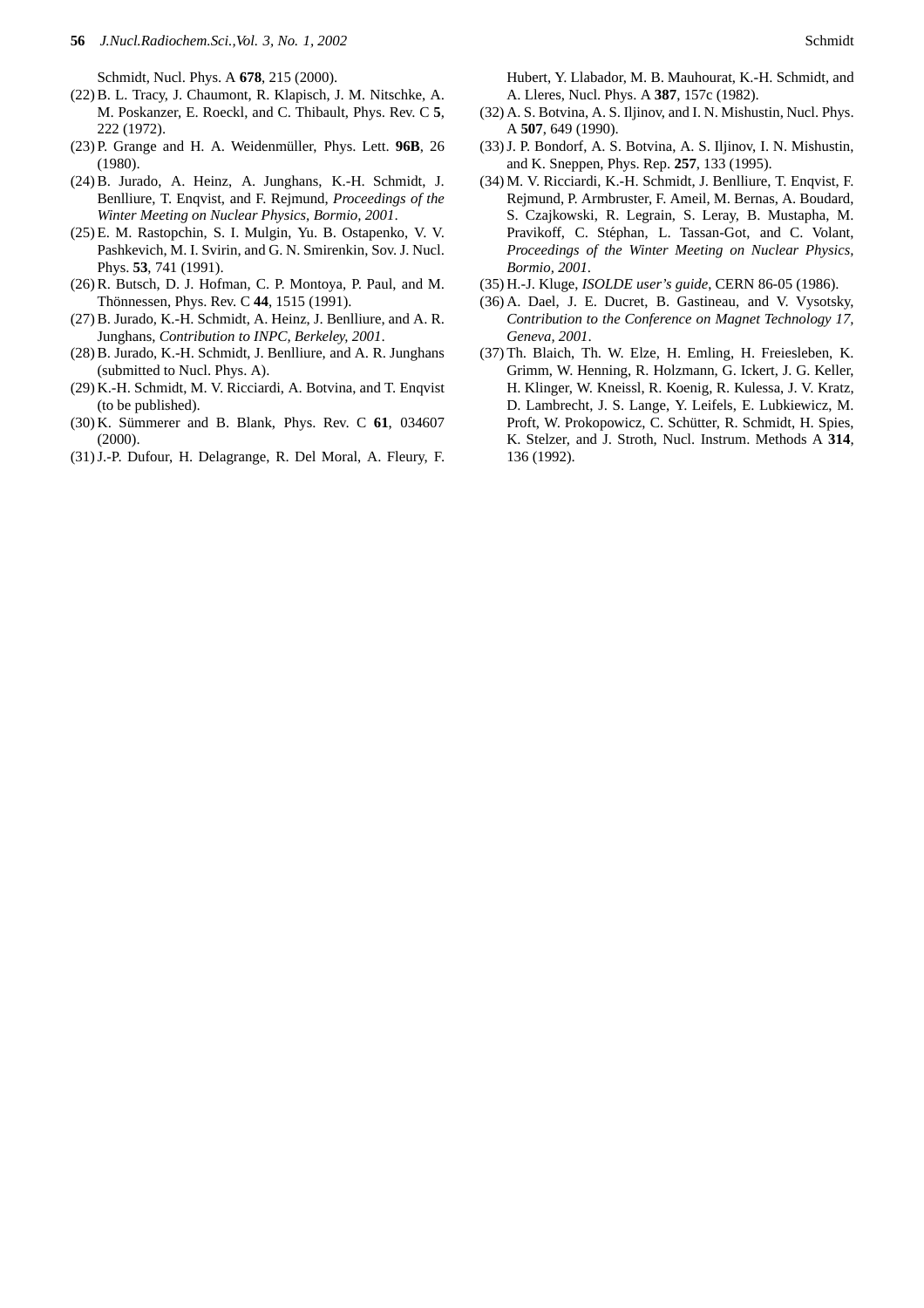Schmidt, Nucl. Phys. A **678**, 215 (2000).

(22) B. L. Tracy, J. Chaumont, R. Klapisch, J. M. Nitschke, A. M. Poskanzer, E. Roeckl, and C. Thibault, Phys. Rev. C **5**, 222 (1972).

(23) P. Grange and H. A. Weidenmüller, Phys. Lett. **96B**, 26 (1980).

(24) B. Jurado, A. Heinz, A. Junghans, K.-H. Schmidt, J. Benlliure, T. Enqvist, and F. Rejmund, *Proceedings of the Winter Meeting on Nuclear Physics, Bormio, 2001*.

(25) E. M. Rastopchin, S. I. Mulgin, Yu. B. Ostapenko, V. V. Pashkevich, M. I. Svirin, and G. N. Smirenkin, Sov. J. Nucl. Phys. **53**, 741 (1991).

(26) R. Butsch, D. J. Hofman, C. P. Montoya, P. Paul, and M. Thönnessen, Phys. Rev. C **44**, 1515 (1991).

(27) B. Jurado, K.-H. Schmidt, A. Heinz, J. Benlliure, and A. R. Junghans, *Contribution to INPC, Berkeley, 2001*.

(28) B. Jurado, K.-H. Schmidt, J. Benlliure, and A. R. Junghans (submitted to Nucl. Phys. A).

(29) K.-H. Schmidt, M. V. Ricciardi, A. Botvina, and T. Enqvist (to be published).

(30) K. Sümmerer and B. Blank, Phys. Rev. C **61**, 034607 (2000).

(31) J.-P. Dufour, H. Delagrange, R. Del Moral, A. Fleury, F. Hubert, Y. Llabador, M. B. Mauhourat, K.-H. Schmidt, and A. Lleres, Nucl. Phys. A **387**, 157c (1982).

(32) A. S. Botvina, A. S. Iljinov, and I. N. Mishustin, Nucl. Phys. A **507**, 649 (1990).

(33) J. P. Bondorf, A. S. Botvina, A. S. Iljinov, I. N. Mishustin, and K. Sneppen, Phys. Rep. **257**, 133 (1995).

(34) M. V. Ricciardi, K.-H. Schmidt, J. Benlliure, T. Enqvist, F. Rejmund, P. Armbruster, F. Ameil, M. Bernas, A. Boudard, S. Czajkowski, R. Legrain, S. Leray, B. Mustapha, M. Pravikoff, C. Stéphan, L. Tassan-Got, and C. Volant, *Proceedings of the Winter Meeting on Nuclear Physics, Bormio, 2001*.

(35) H.-J. Kluge, *ISOLDE user's guide*, CERN 86-05 (1986).

(36) A. Dael, J. E. Ducret, B. Gastineau, and V. Vysotsky, *Contribution to the Conference on Magnet Technology 17, Geneva, 2001*.

(37) Th. Blaich, Th. W. Elze, H. Emling, H. Freiesleben, K. Grimm, W. Henning, R. Holzmann, G. Ickert, J. G. Keller, H. Klinger, W. Kneissl, R. Koenig, R. Kulessa, J. V. Kratz, D. Lambrecht, J. S. Lange, Y. Leifels, E. Lubkiewicz, M. Proft, W. Prokopowicz, C. Schütter, R. Schmidt, H. Spies, K. Stelzer, and J. Stroth, Nucl. Instrum. Methods A **314**, 136 (1992).